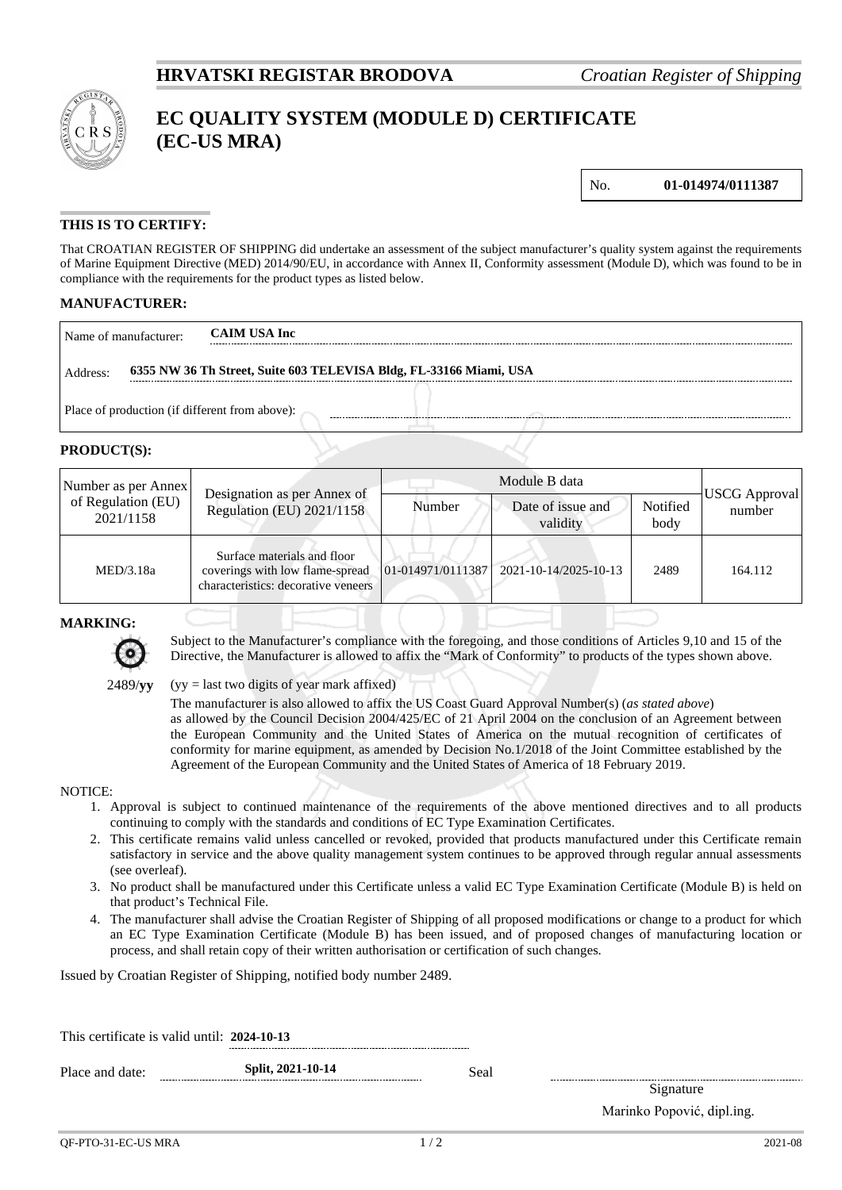**HRVATSKI REGISTAR BRODOVA** *Croatian Register of Shipping*

# EC QUALITY SYSTEM (MODULE D) CERTIFICATE (EC-US MRA)

No. **01-014974/0111387**

## THIS IS TO CERTIFY:

That CROATIAN REGISTER OF SHIPPING did undertake an assessment of the subject manufacturer's quality system against the requirements of Marine Equipment Directive (MED) 2014/90/EU, in accordance with Annex II, Conformity assessment (Module D), which was found to be in compliance with the requirements for the product types as listed below.

## MANUFACTURER:

Name of manufacturer: **CAIM USA Inc**

Address: **6355 NW 36 Th Street, Suite 603 TELEVISA Bldg, FL-33166 Miami, USA**

Place of production (if different from above):

## PRODUCT(S):

| Number as per Annex of Regulation (EU) 2021/1158 | Designation as per Annex of Regulation (EU) 2021/1158 | Module B data | | | USCG Approval number |
|---|---|---|---|---|---|
| | | Number | Date of issue and validity | Notified body | |
| MED/3.18a | Surface materials and floor coverings with low flame-spread characteristics: decorative veneers | 01-014971/0111387 | 2021-10-14/2025-10-13 | 2489 | 164.112 |

## MARKING:

Subject to the Manufacturer's compliance with the foregoing, and those conditions of Articles 9,10 and 15 of the Directive, the Manufacturer is allowed to affix the "Mark of Conformity" to products of the types shown above.

2489/**yy** (yy = last two digits of year mark affixed)

The manufacturer is also allowed to affix the US Coast Guard Approval Number(s) (*as stated above*) as allowed by the Council Decision 2004/425/EC of 21 April 2004 on the conclusion of an Agreement between the European Community and the United States of America on the mutual recognition of certificates of conformity for marine equipment, as amended by Decision No.1/2018 of the Joint Committee established by the Agreement of the European Community and the United States of America of 18 February 2019.

NOTICE:

1. Approval is subject to continued maintenance of the requirements of the above mentioned directives and to all products continuing to comply with the standards and conditions of EC Type Examination Certificates.
2. This certificate remains valid unless cancelled or revoked, provided that products manufactured under this Certificate remain satisfactory in service and the above quality management system continues to be approved through regular annual assessments (see overleaf).
3. No product shall be manufactured under this Certificate unless a valid EC Type Examination Certificate (Module B) is held on that product's Technical File.
4. The manufacturer shall advise the Croatian Register of Shipping of all proposed modifications or change to a product for which an EC Type Examination Certificate (Module B) has been issued, and of proposed changes of manufacturing location or process, and shall retain copy of their written authorisation or certification of such changes.

Issued by Croatian Register of Shipping, notified body number 2489.

This certificate is valid until: **2024-10-13**

Place and date: **Split, 2021-10-14**

Seal

Signature

Marinko Popović, dipl.ing.

QF-PTO-31-EC-US MRA 2021-08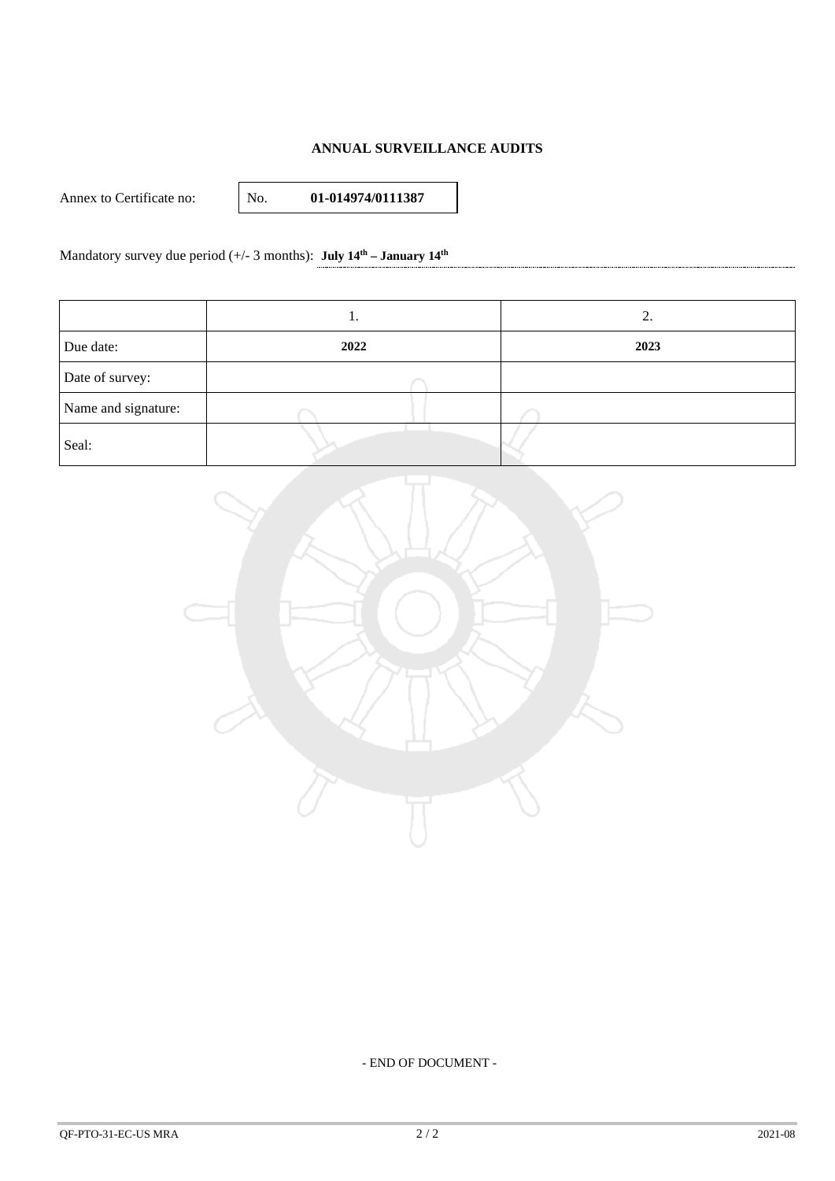**ANNUAL SURVEILLANCE AUDITS**

Annex to Certificate no: No. **01-014974/0111387**

Mandatory survey due period (+/- 3 months): **July 14th – January 14th**

| | 1. | 2. |
|---|---|---|
| Due date: | **2022** | **2023** |
| Date of survey: | | |
| Name and signature: | | |
| Seal: | | |

- END OF DOCUMENT -